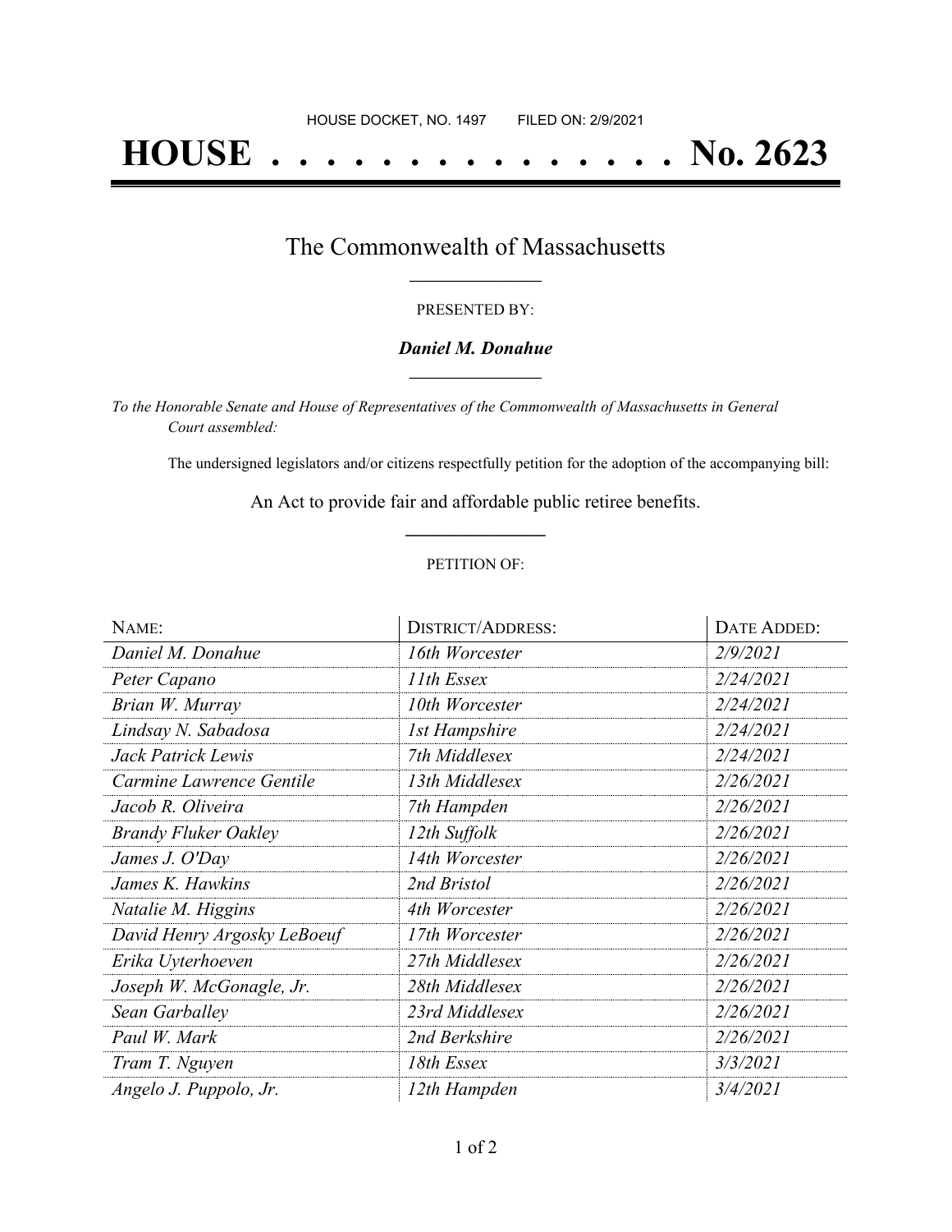HOUSE DOCKET, NO. 1497        FILED ON: 2/9/2021

# HOUSE . . . . . . . . . . . . . . . No. 2623

## The Commonwealth of Massachusetts

PRESENTED BY:

***Daniel M. Donahue***

*To the Honorable Senate and House of Representatives of the Commonwealth of Massachusetts in General Court assembled:*

The undersigned legislators and/or citizens respectfully petition for the adoption of the accompanying bill:

An Act to provide fair and affordable public retiree benefits.

PETITION OF:

| NAME: | DISTRICT/ADDRESS: | DATE ADDED: |
| --- | --- | --- |
| *Daniel M. Donahue* | *16th Worcester* | *2/9/2021* |
| *Peter Capano* | *11th Essex* | *2/24/2021* |
| *Brian W. Murray* | *10th Worcester* | *2/24/2021* |
| *Lindsay N. Sabadosa* | *1st Hampshire* | *2/24/2021* |
| *Jack Patrick Lewis* | *7th Middlesex* | *2/24/2021* |
| *Carmine Lawrence Gentile* | *13th Middlesex* | *2/26/2021* |
| *Jacob R. Oliveira* | *7th Hampden* | *2/26/2021* |
| *Brandy Fluker Oakley* | *12th Suffolk* | *2/26/2021* |
| *James J. O'Day* | *14th Worcester* | *2/26/2021* |
| *James K. Hawkins* | *2nd Bristol* | *2/26/2021* |
| *Natalie M. Higgins* | *4th Worcester* | *2/26/2021* |
| *David Henry Argosky LeBoeuf* | *17th Worcester* | *2/26/2021* |
| *Erika Uyterhoeven* | *27th Middlesex* | *2/26/2021* |
| *Joseph W. McGonagle, Jr.* | *28th Middlesex* | *2/26/2021* |
| *Sean Garballey* | *23rd Middlesex* | *2/26/2021* |
| *Paul W. Mark* | *2nd Berkshire* | *2/26/2021* |
| *Tram T. Nguyen* | *18th Essex* | *3/3/2021* |
| *Angelo J. Puppolo, Jr.* | *12th Hampden* | *3/4/2021* |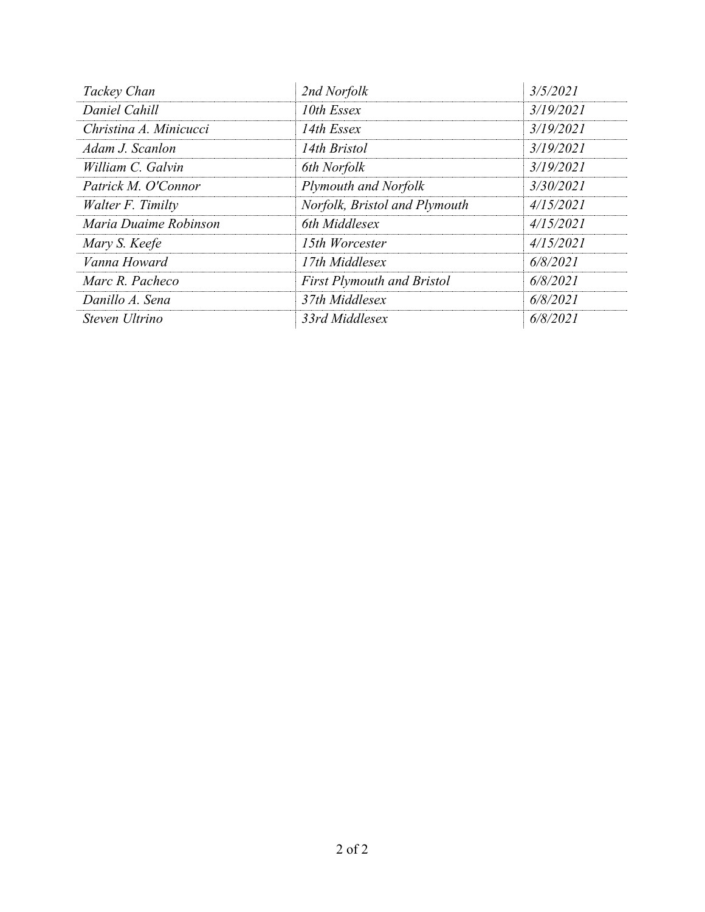| | | |
|---|---|---|
| *Tackey Chan* | *2nd Norfolk* | *3/5/2021* |
| *Daniel Cahill* | *10th Essex* | *3/19/2021* |
| *Christina A. Minicucci* | *14th Essex* | *3/19/2021* |
| *Adam J. Scanlon* | *14th Bristol* | *3/19/2021* |
| *William C. Galvin* | *6th Norfolk* | *3/19/2021* |
| *Patrick M. O'Connor* | *Plymouth and Norfolk* | *3/30/2021* |
| *Walter F. Timilty* | *Norfolk, Bristol and Plymouth* | *4/15/2021* |
| *Maria Duaime Robinson* | *6th Middlesex* | *4/15/2021* |
| *Mary S. Keefe* | *15th Worcester* | *4/15/2021* |
| *Vanna Howard* | *17th Middlesex* | *6/8/2021* |
| *Marc R. Pacheco* | *First Plymouth and Bristol* | *6/8/2021* |
| *Danillo A. Sena* | *37th Middlesex* | *6/8/2021* |
| *Steven Ultrino* | *33rd Middlesex* | *6/8/2021* |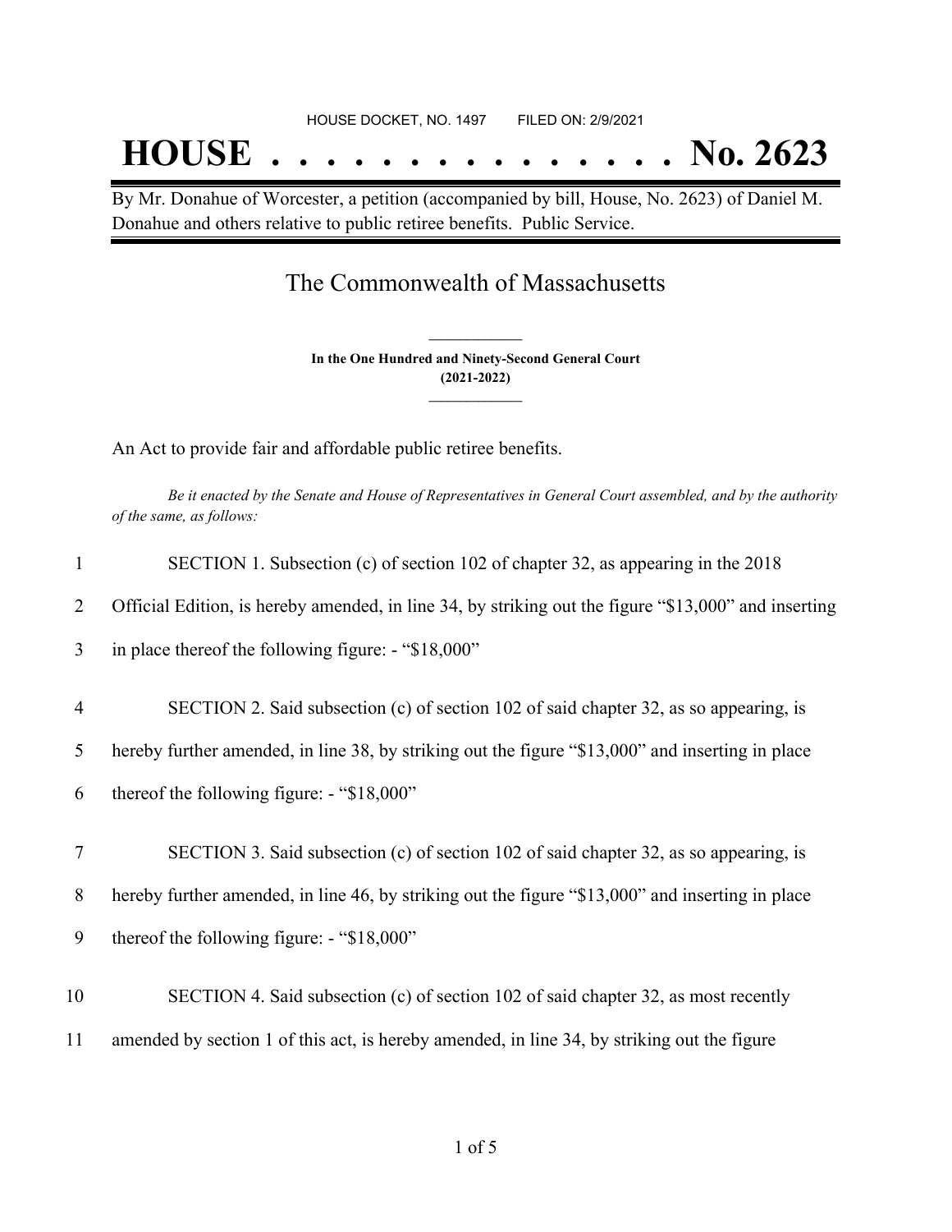HOUSE DOCKET, NO. 1497 FILED ON: 2/9/2021

# HOUSE . . . . . . . . . . . . . . . No. 2623

By Mr. Donahue of Worcester, a petition (accompanied by bill, House, No. 2623) of Daniel M. Donahue and others relative to public retiree benefits. Public Service.

## The Commonwealth of Massachusetts

**In the One Hundred and Ninety-Second General Court (2021-2022)**

An Act to provide fair and affordable public retiree benefits.

*Be it enacted by the Senate and House of Representatives in General Court assembled, and by the authority of the same, as follows:*

1 SECTION 1. Subsection (c) of section 102 of chapter 32, as appearing in the 2018
2 Official Edition, is hereby amended, in line 34, by striking out the figure "$13,000" and inserting
3 in place thereof the following figure: - "$18,000"

4 SECTION 2. Said subsection (c) of section 102 of said chapter 32, as so appearing, is
5 hereby further amended, in line 38, by striking out the figure "$13,000" and inserting in place
6 thereof the following figure: - "$18,000"

7 SECTION 3. Said subsection (c) of section 102 of said chapter 32, as so appearing, is
8 hereby further amended, in line 46, by striking out the figure "$13,000" and inserting in place
9 thereof the following figure: - "$18,000"

10 SECTION 4. Said subsection (c) of section 102 of said chapter 32, as most recently
11 amended by section 1 of this act, is hereby amended, in line 34, by striking out the figure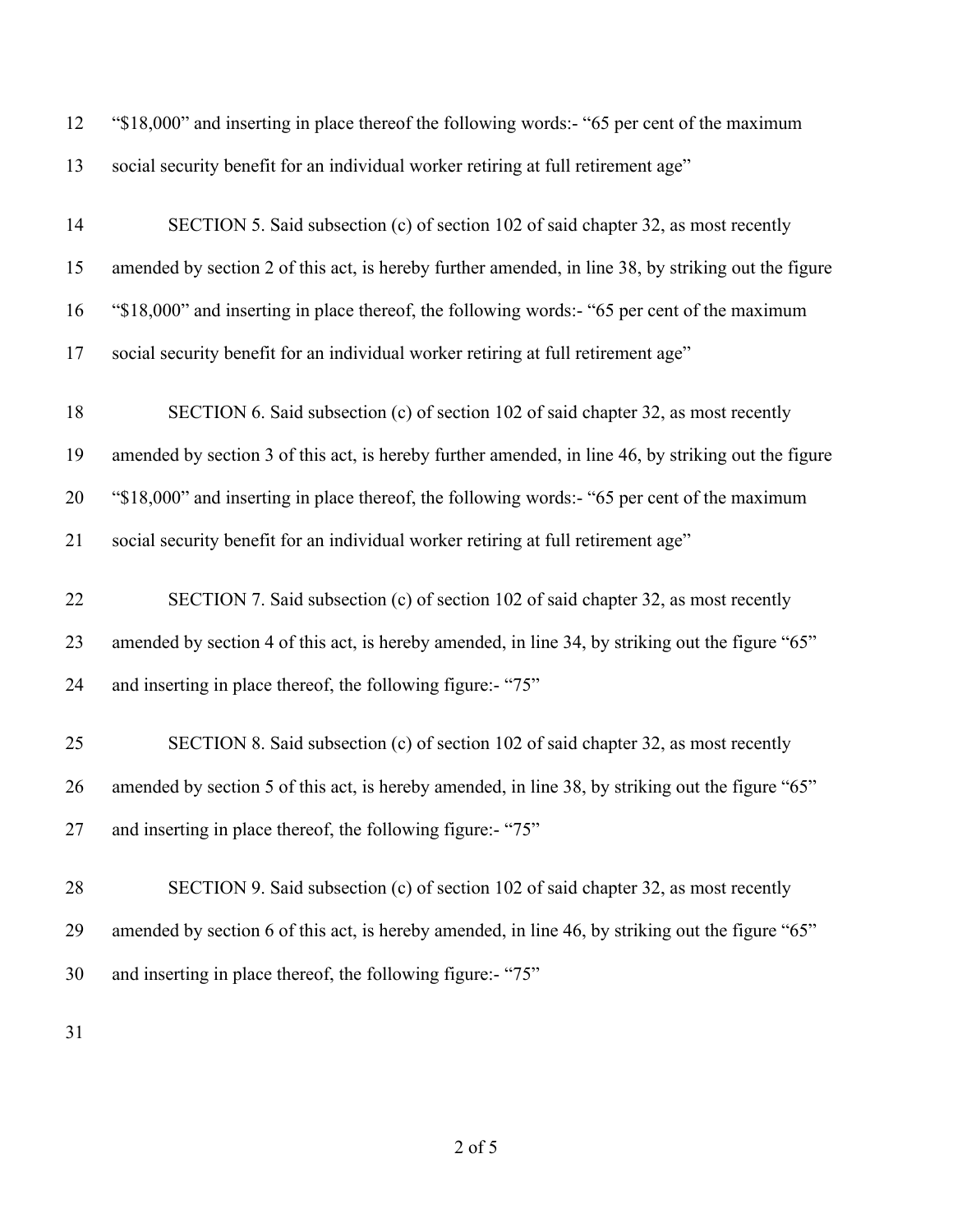"$18,000" and inserting in place thereof the following words:- "65 per cent of the maximum social security benefit for an individual worker retiring at full retirement age"

SECTION 5. Said subsection (c) of section 102 of said chapter 32, as most recently amended by section 2 of this act, is hereby further amended, in line 38, by striking out the figure "$18,000" and inserting in place thereof, the following words:- "65 per cent of the maximum social security benefit for an individual worker retiring at full retirement age"

SECTION 6. Said subsection (c) of section 102 of said chapter 32, as most recently amended by section 3 of this act, is hereby further amended, in line 46, by striking out the figure "$18,000" and inserting in place thereof, the following words:- "65 per cent of the maximum social security benefit for an individual worker retiring at full retirement age"

SECTION 7. Said subsection (c) of section 102 of said chapter 32, as most recently amended by section 4 of this act, is hereby amended, in line 34, by striking out the figure "65" and inserting in place thereof, the following figure:- "75"

SECTION 8. Said subsection (c) of section 102 of said chapter 32, as most recently amended by section 5 of this act, is hereby amended, in line 38, by striking out the figure "65" and inserting in place thereof, the following figure:- "75"

SECTION 9. Said subsection (c) of section 102 of said chapter 32, as most recently amended by section 6 of this act, is hereby amended, in line 46, by striking out the figure "65" and inserting in place thereof, the following figure:- "75"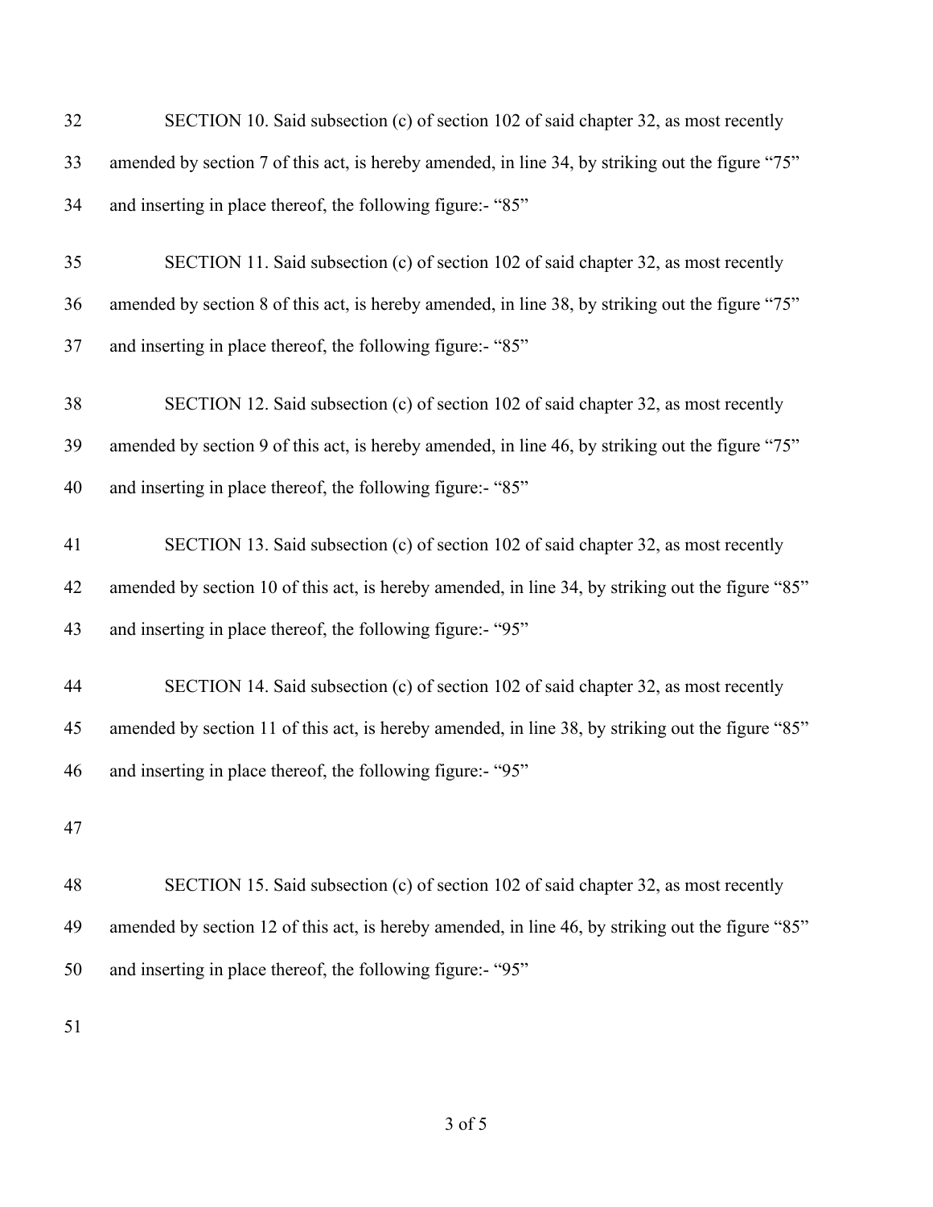SECTION 10. Said subsection (c) of section 102 of said chapter 32, as most recently amended by section 7 of this act, is hereby amended, in line 34, by striking out the figure "75" and inserting in place thereof, the following figure:- "85"

SECTION 11. Said subsection (c) of section 102 of said chapter 32, as most recently amended by section 8 of this act, is hereby amended, in line 38, by striking out the figure "75" and inserting in place thereof, the following figure:- "85"

SECTION 12. Said subsection (c) of section 102 of said chapter 32, as most recently amended by section 9 of this act, is hereby amended, in line 46, by striking out the figure "75" and inserting in place thereof, the following figure:- "85"

SECTION 13. Said subsection (c) of section 102 of said chapter 32, as most recently amended by section 10 of this act, is hereby amended, in line 34, by striking out the figure "85" and inserting in place thereof, the following figure:- "95"

SECTION 14. Said subsection (c) of section 102 of said chapter 32, as most recently amended by section 11 of this act, is hereby amended, in line 38, by striking out the figure "85" and inserting in place thereof, the following figure:- "95"

SECTION 15. Said subsection (c) of section 102 of said chapter 32, as most recently amended by section 12 of this act, is hereby amended, in line 46, by striking out the figure "85" and inserting in place thereof, the following figure:- "95"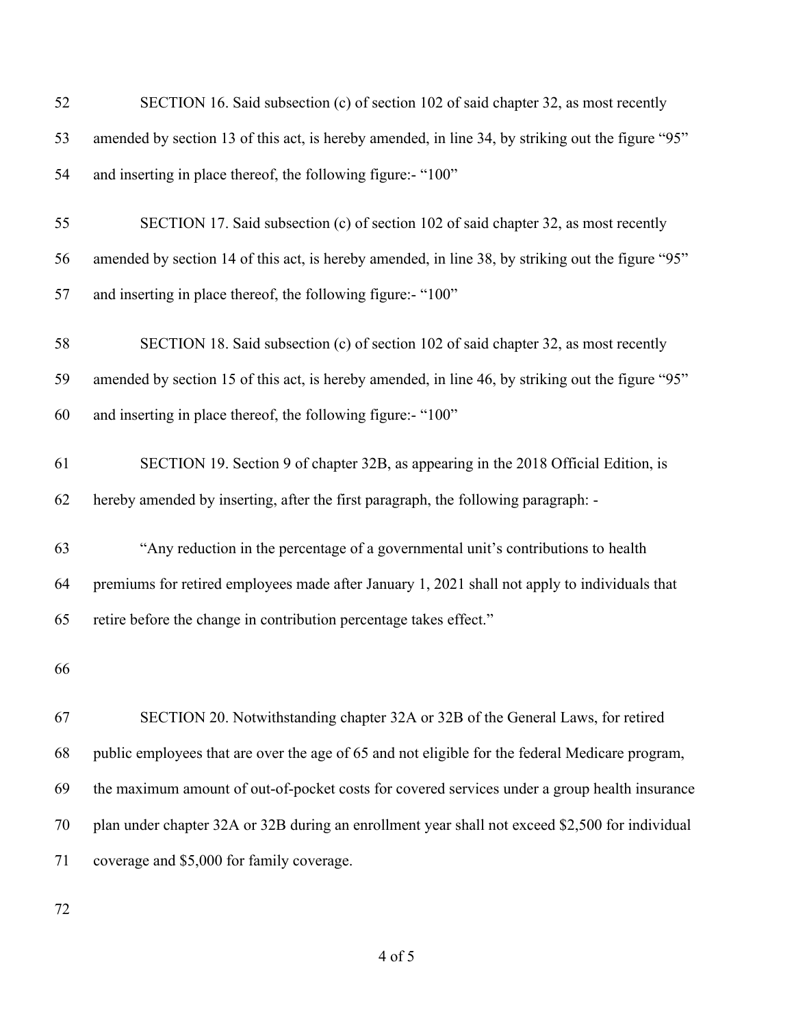SECTION 16. Said subsection (c) of section 102 of said chapter 32, as most recently amended by section 13 of this act, is hereby amended, in line 34, by striking out the figure "95" and inserting in place thereof, the following figure:- "100"

SECTION 17. Said subsection (c) of section 102 of said chapter 32, as most recently amended by section 14 of this act, is hereby amended, in line 38, by striking out the figure "95" and inserting in place thereof, the following figure:- "100"

SECTION 18. Said subsection (c) of section 102 of said chapter 32, as most recently amended by section 15 of this act, is hereby amended, in line 46, by striking out the figure "95" and inserting in place thereof, the following figure:- "100"

SECTION 19. Section 9 of chapter 32B, as appearing in the 2018 Official Edition, is hereby amended by inserting, after the first paragraph, the following paragraph: -

"Any reduction in the percentage of a governmental unit's contributions to health premiums for retired employees made after January 1, 2021 shall not apply to individuals that retire before the change in contribution percentage takes effect."

SECTION 20. Notwithstanding chapter 32A or 32B of the General Laws, for retired public employees that are over the age of 65 and not eligible for the federal Medicare program, the maximum amount of out-of-pocket costs for covered services under a group health insurance plan under chapter 32A or 32B during an enrollment year shall not exceed $2,500 for individual coverage and $5,000 for family coverage.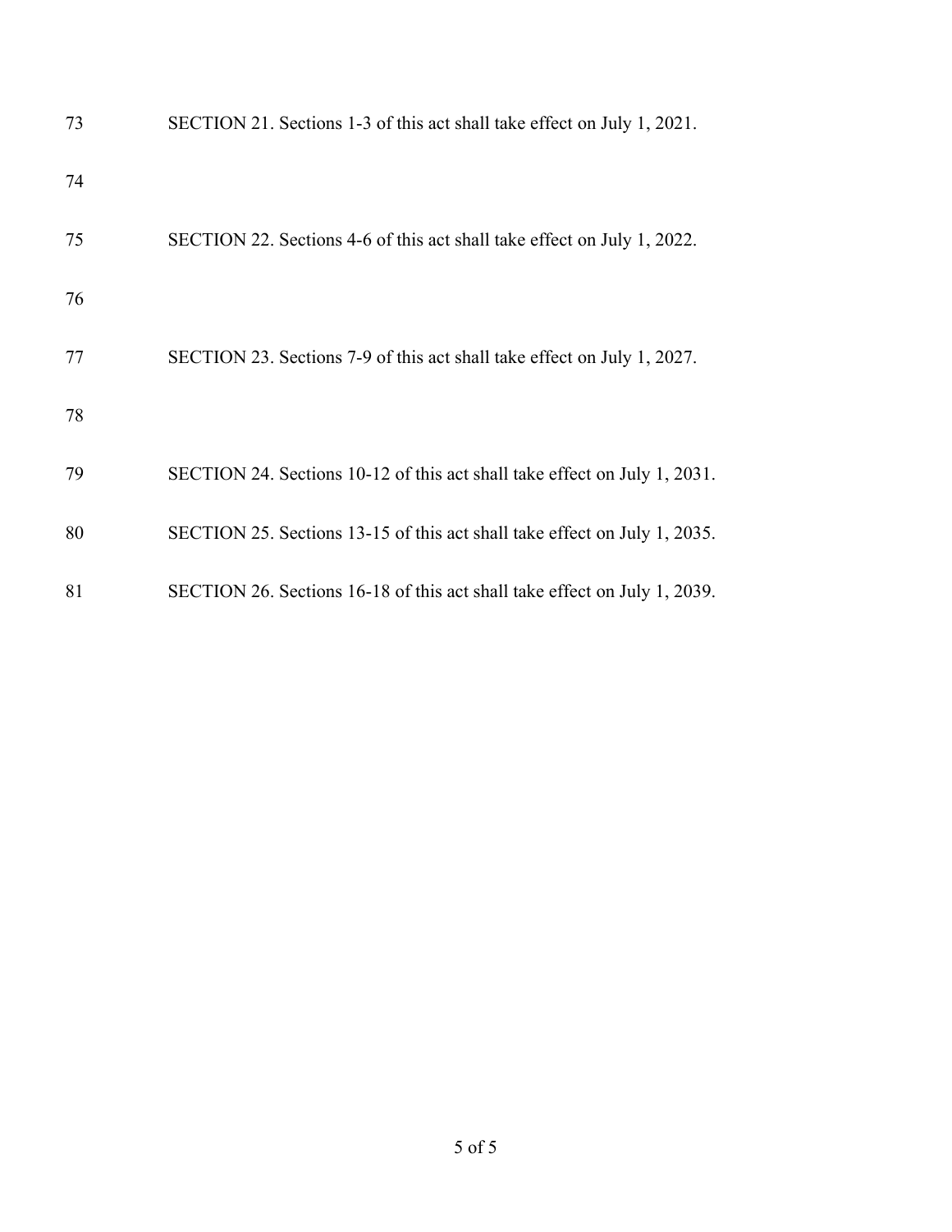SECTION 21. Sections 1-3 of this act shall take effect on July 1, 2021.

SECTION 22. Sections 4-6 of this act shall take effect on July 1, 2022.

SECTION 23. Sections 7-9 of this act shall take effect on July 1, 2027.

SECTION 24. Sections 10-12 of this act shall take effect on July 1, 2031.

SECTION 25. Sections 13-15 of this act shall take effect on July 1, 2035.

SECTION 26. Sections 16-18 of this act shall take effect on July 1, 2039.